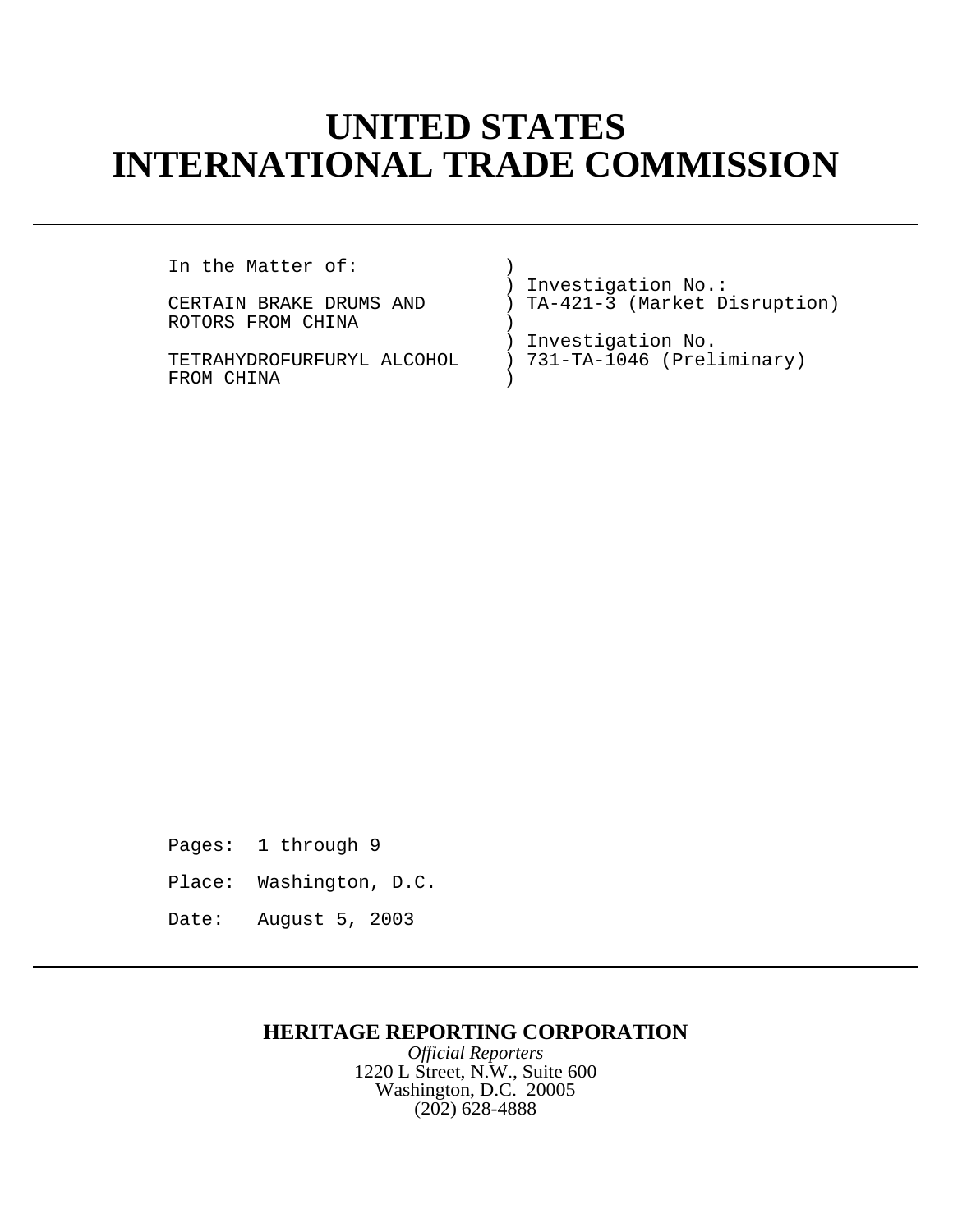# UNITED STATES
# INTERNATIONAL TRADE COMMISSION

---

```
In the Matter of:              )
                               ) Investigation No.:
CERTAIN BRAKE DRUMS AND        ) TA-421-3 (Market Disruption)
ROTORS FROM CHINA              )
                               ) Investigation No.
TETRAHYDROFURFURYL ALCOHOL     ) 731-TA-1046 (Preliminary)
FROM CHINA                     )
```

Pages: 1 through 9

Place: Washington, D.C.

Date: August 5, 2003

---

**HERITAGE REPORTING CORPORATION**

*Official Reporters*

1220 L Street, N.W., Suite 600

Washington, D.C. 20005

(202) 628-4888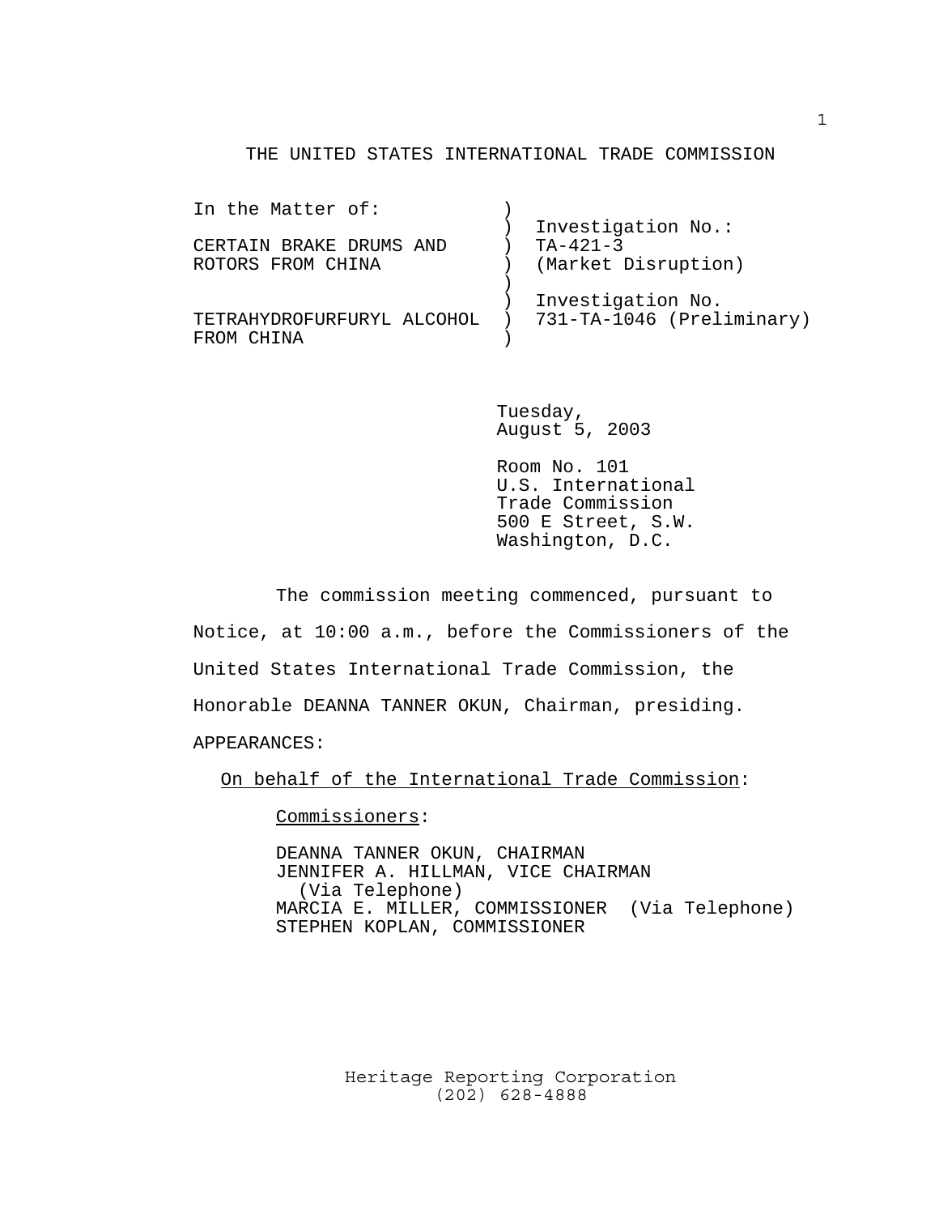THE UNITED STATES INTERNATIONAL TRADE COMMISSION

| In the Matter of: | ) | |
|---|---|---|
| | ) | Investigation No.: |
| CERTAIN BRAKE DRUMS AND | ) | TA-421-3 |
| ROTORS FROM CHINA | ) | (Market Disruption) |
| | ) | |
| | ) | Investigation No. |
| TETRAHYDROFURFURYL ALCOHOL | ) | 731-TA-1046 (Preliminary) |
| FROM CHINA | ) | |

Tuesday,
August 5, 2003

Room No. 101
U.S. International
Trade Commission
500 E Street, S.W.
Washington, D.C.

The commission meeting commenced, pursuant to Notice, at 10:00 a.m., before the Commissioners of the United States International Trade Commission, the Honorable DEANNA TANNER OKUN, Chairman, presiding.

APPEARANCES:

On behalf of the International Trade Commission:

Commissioners:

DEANNA TANNER OKUN, CHAIRMAN
JENNIFER A. HILLMAN, VICE CHAIRMAN (Via Telephone)
MARCIA E. MILLER, COMMISSIONER (Via Telephone)
STEPHEN KOPLAN, COMMISSIONER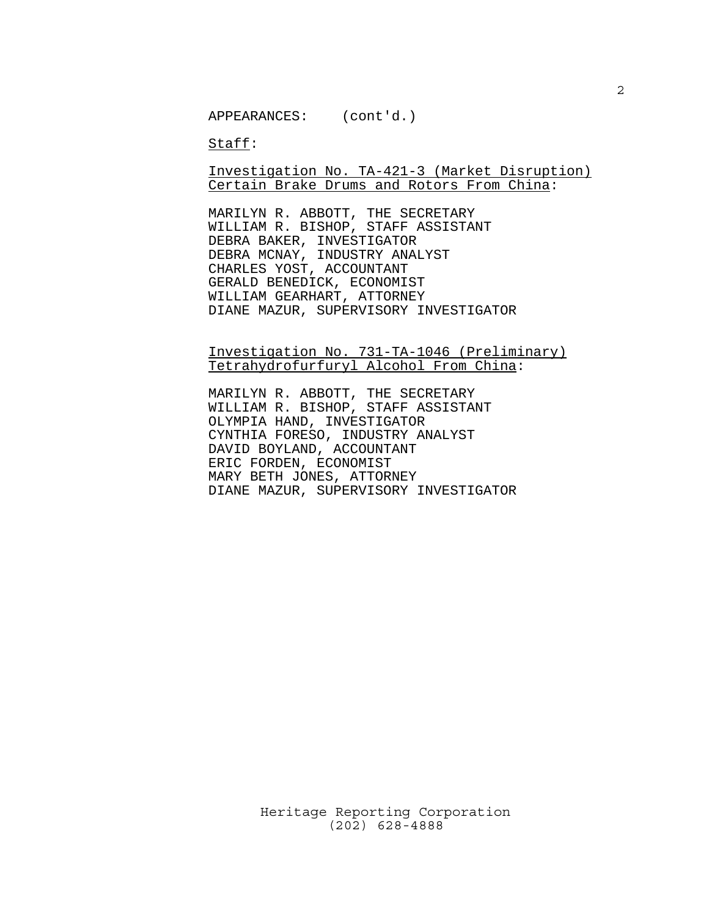APPEARANCES: (cont'd.)

<u>Staff</u>:

<u>Investigation No. TA-421-3 (Market Disruption)</u>
<u>Certain Brake Drums and Rotors From China</u>:

MARILYN R. ABBOTT, THE SECRETARY
WILLIAM R. BISHOP, STAFF ASSISTANT
DEBRA BAKER, INVESTIGATOR
DEBRA MCNAY, INDUSTRY ANALYST
CHARLES YOST, ACCOUNTANT
GERALD BENEDICK, ECONOMIST
WILLIAM GEARHART, ATTORNEY
DIANE MAZUR, SUPERVISORY INVESTIGATOR

<u>Investigation No. 731-TA-1046 (Preliminary)</u>
<u>Tetrahydrofurfuryl Alcohol From China</u>:

MARILYN R. ABBOTT, THE SECRETARY
WILLIAM R. BISHOP, STAFF ASSISTANT
OLYMPIA HAND, INVESTIGATOR
CYNTHIA FORESO, INDUSTRY ANALYST
DAVID BOYLAND, ACCOUNTANT
ERIC FORDEN, ECONOMIST
MARY BETH JONES, ATTORNEY
DIANE MAZUR, SUPERVISORY INVESTIGATOR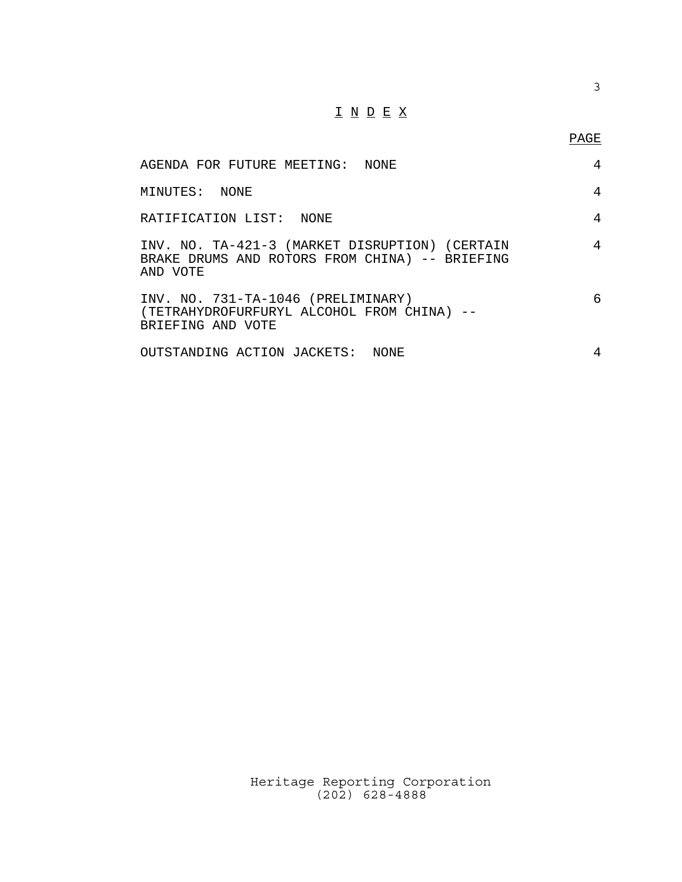# I N D E X

| | PAGE |
|---|---|
| AGENDA FOR FUTURE MEETING: NONE | 4 |
| MINUTES: NONE | 4 |
| RATIFICATION LIST: NONE | 4 |
| INV. NO. TA-421-3 (MARKET DISRUPTION) (CERTAIN BRAKE DRUMS AND ROTORS FROM CHINA) -- BRIEFING AND VOTE | 4 |
| INV. NO. 731-TA-1046 (PRELIMINARY) (TETRAHYDROFURFURYL ALCOHOL FROM CHINA) -- BRIEFING AND VOTE | 6 |
| OUTSTANDING ACTION JACKETS: NONE | 4 |

Heritage Reporting Corporation
(202) 628-4888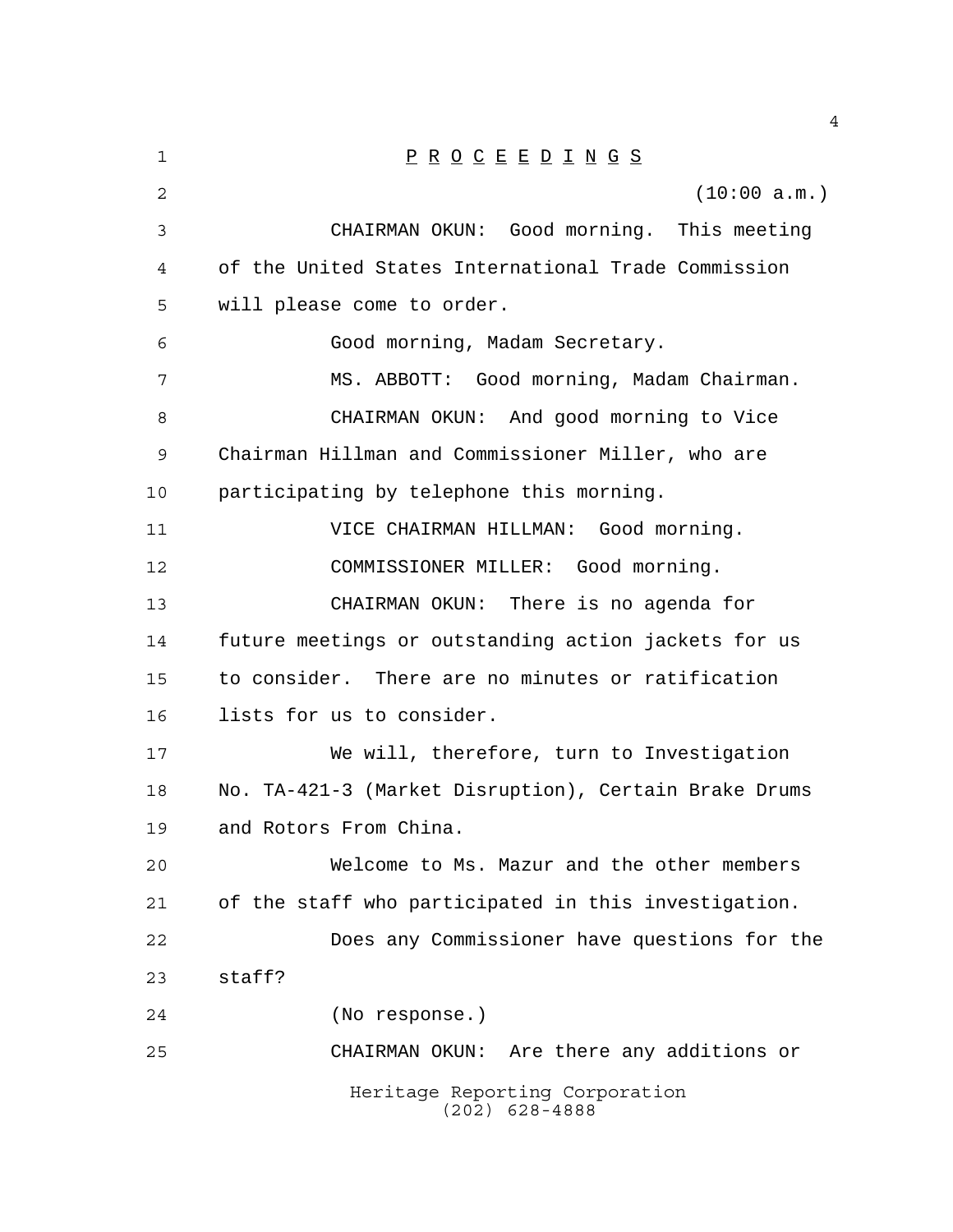P R O C E E D I N G S

(10:00 a.m.)

CHAIRMAN OKUN: Good morning. This meeting of the United States International Trade Commission will please come to order.

Good morning, Madam Secretary.

MS. ABBOTT: Good morning, Madam Chairman.

CHAIRMAN OKUN: And good morning to Vice Chairman Hillman and Commissioner Miller, who are participating by telephone this morning.

VICE CHAIRMAN HILLMAN: Good morning.

COMMISSIONER MILLER: Good morning.

CHAIRMAN OKUN: There is no agenda for future meetings or outstanding action jackets for us to consider. There are no minutes or ratification lists for us to consider.

We will, therefore, turn to Investigation No. TA-421-3 (Market Disruption), Certain Brake Drums and Rotors From China.

Welcome to Ms. Mazur and the other members of the staff who participated in this investigation.

Does any Commissioner have questions for the staff?

(No response.)

CHAIRMAN OKUN: Are there any additions or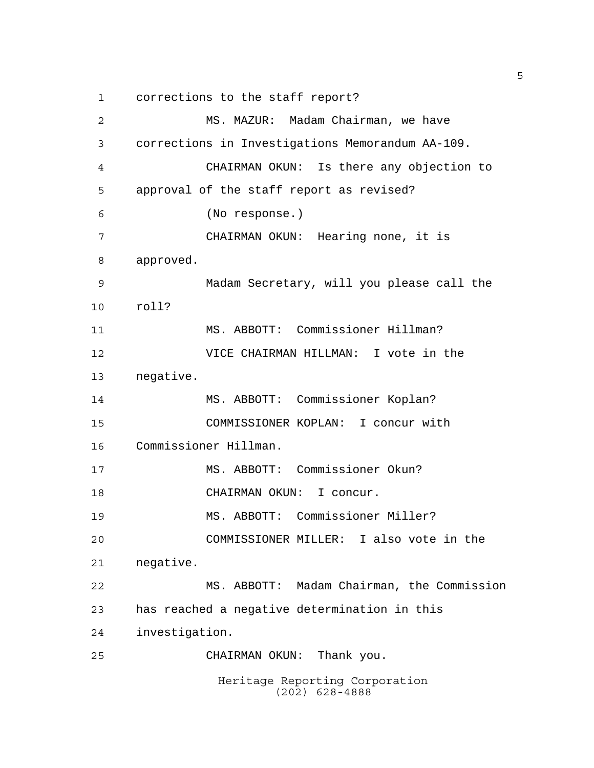corrections to the staff report?

MS. MAZUR: Madam Chairman, we have corrections in Investigations Memorandum AA-109.

CHAIRMAN OKUN: Is there any objection to approval of the staff report as revised?

(No response.)

CHAIRMAN OKUN: Hearing none, it is approved.

Madam Secretary, will you please call the roll?

MS. ABBOTT: Commissioner Hillman?

VICE CHAIRMAN HILLMAN: I vote in the negative.

MS. ABBOTT: Commissioner Koplan?

COMMISSIONER KOPLAN: I concur with Commissioner Hillman.

MS. ABBOTT: Commissioner Okun?

CHAIRMAN OKUN: I concur.

MS. ABBOTT: Commissioner Miller?

COMMISSIONER MILLER: I also vote in the negative.

MS. ABBOTT: Madam Chairman, the Commission has reached a negative determination in this investigation.

CHAIRMAN OKUN: Thank you.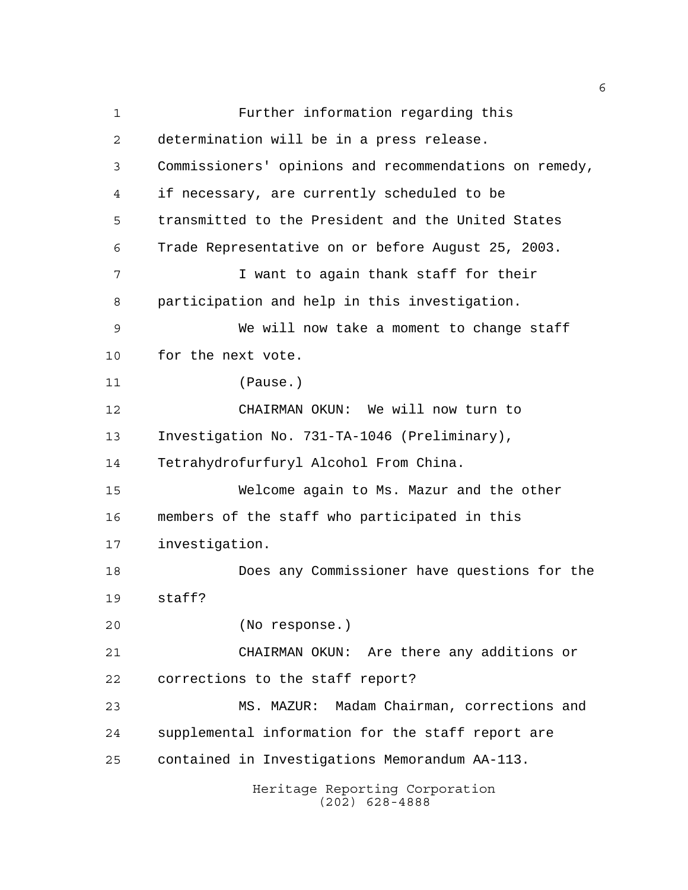Further information regarding this determination will be in a press release. Commissioners' opinions and recommendations on remedy, if necessary, are currently scheduled to be transmitted to the President and the United States Trade Representative on or before August 25, 2003.

I want to again thank staff for their participation and help in this investigation.

We will now take a moment to change staff for the next vote.

(Pause.)

CHAIRMAN OKUN: We will now turn to Investigation No. 731-TA-1046 (Preliminary), Tetrahydrofurfuryl Alcohol From China.

Welcome again to Ms. Mazur and the other members of the staff who participated in this investigation.

Does any Commissioner have questions for the staff?

(No response.)

CHAIRMAN OKUN: Are there any additions or corrections to the staff report?

MS. MAZUR: Madam Chairman, corrections and supplemental information for the staff report are contained in Investigations Memorandum AA-113.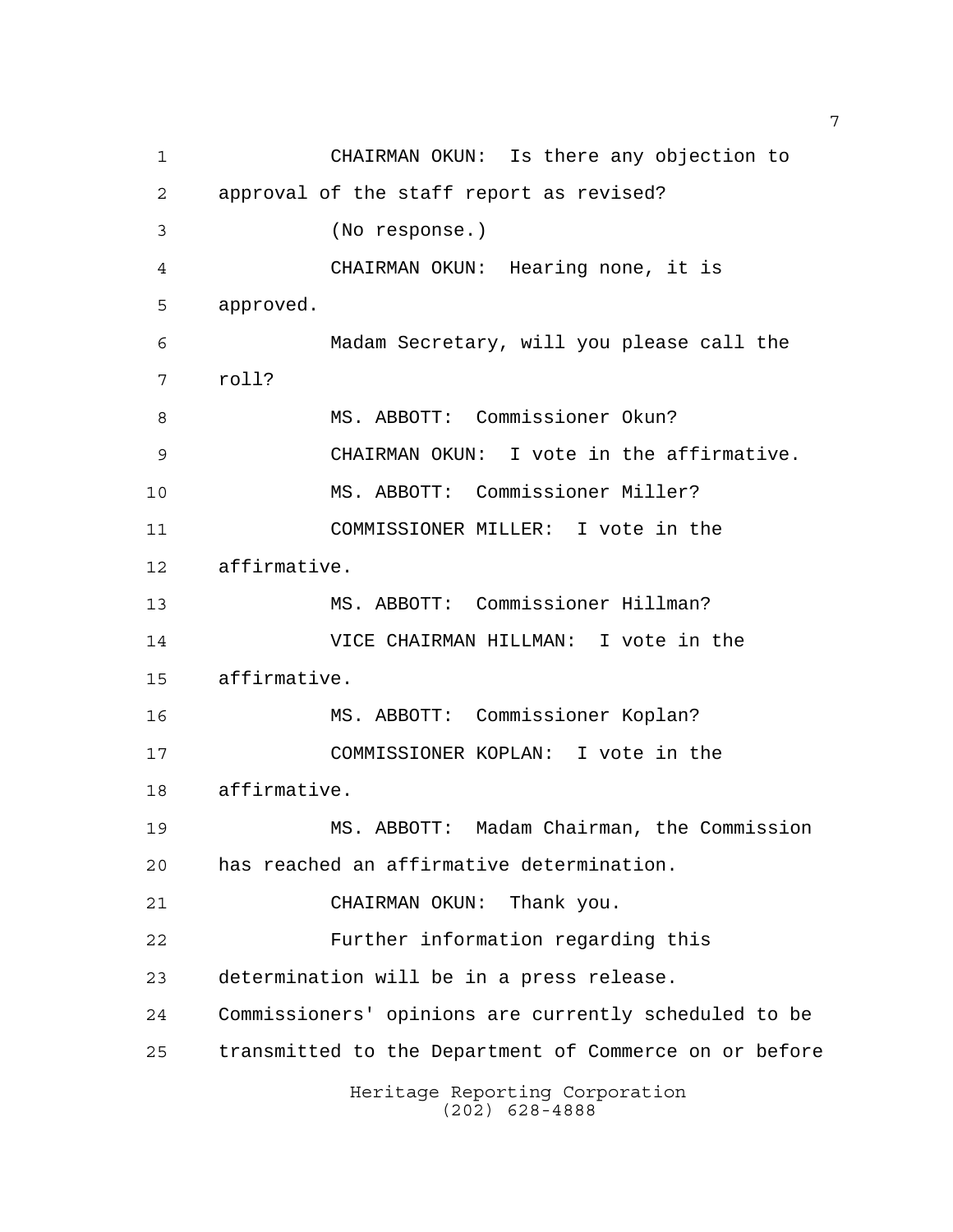CHAIRMAN OKUN: Is there any objection to approval of the staff report as revised?

(No response.)

CHAIRMAN OKUN: Hearing none, it is approved.

Madam Secretary, will you please call the roll?

MS. ABBOTT: Commissioner Okun?

CHAIRMAN OKUN: I vote in the affirmative.

MS. ABBOTT: Commissioner Miller?

COMMISSIONER MILLER: I vote in the affirmative.

MS. ABBOTT: Commissioner Hillman?

VICE CHAIRMAN HILLMAN: I vote in the affirmative.

MS. ABBOTT: Commissioner Koplan?

COMMISSIONER KOPLAN: I vote in the affirmative.

MS. ABBOTT: Madam Chairman, the Commission has reached an affirmative determination.

CHAIRMAN OKUN: Thank you.

Further information regarding this determination will be in a press release. Commissioners' opinions are currently scheduled to be transmitted to the Department of Commerce on or before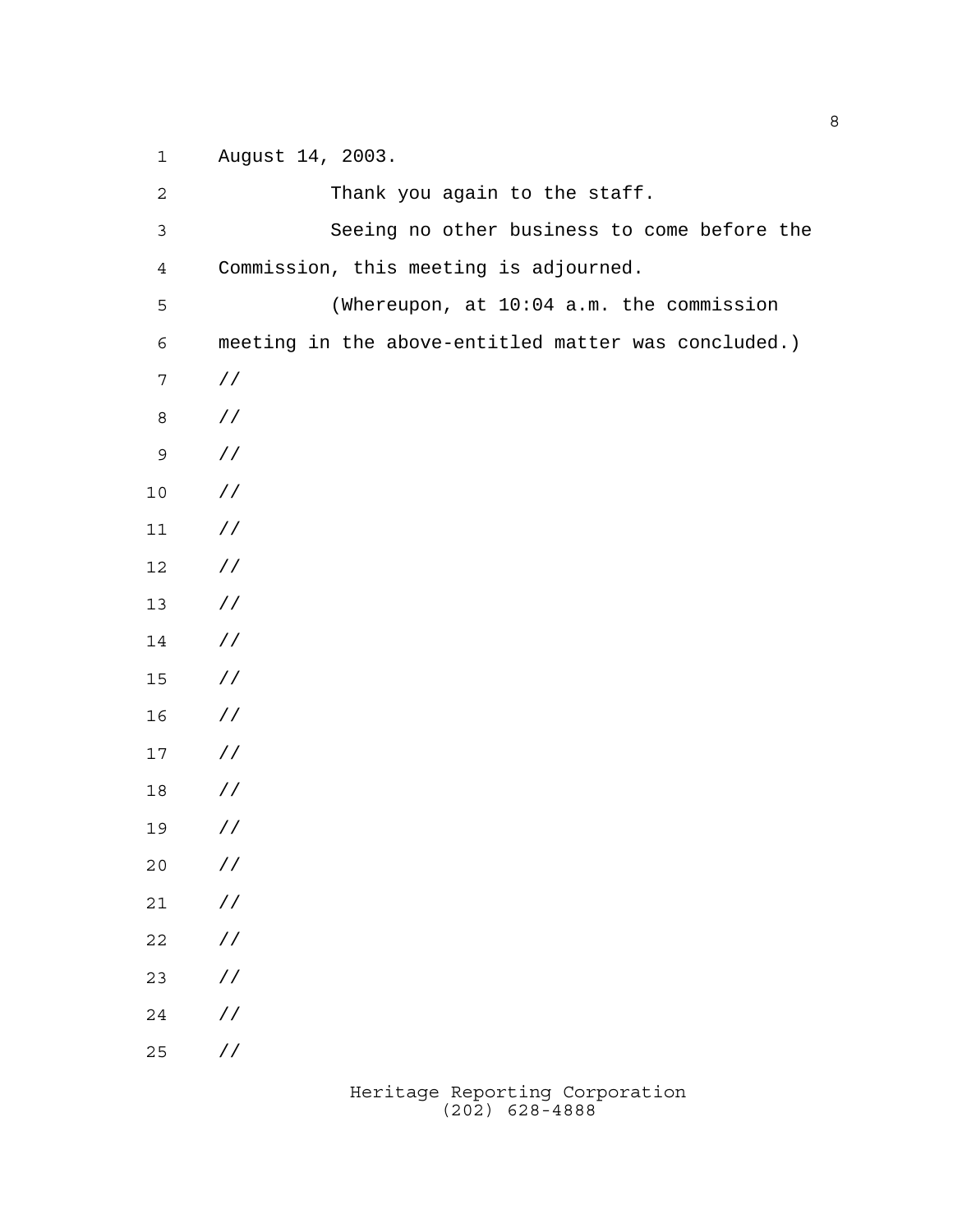August 14, 2003.

Thank you again to the staff.

Seeing no other business to come before the Commission, this meeting is adjourned.

(Whereupon, at 10:04 a.m. the commission meeting in the above-entitled matter was concluded.)

//

//

//

//

//

//

//

//

//

//

//

//

//

//

//

//

//

//

//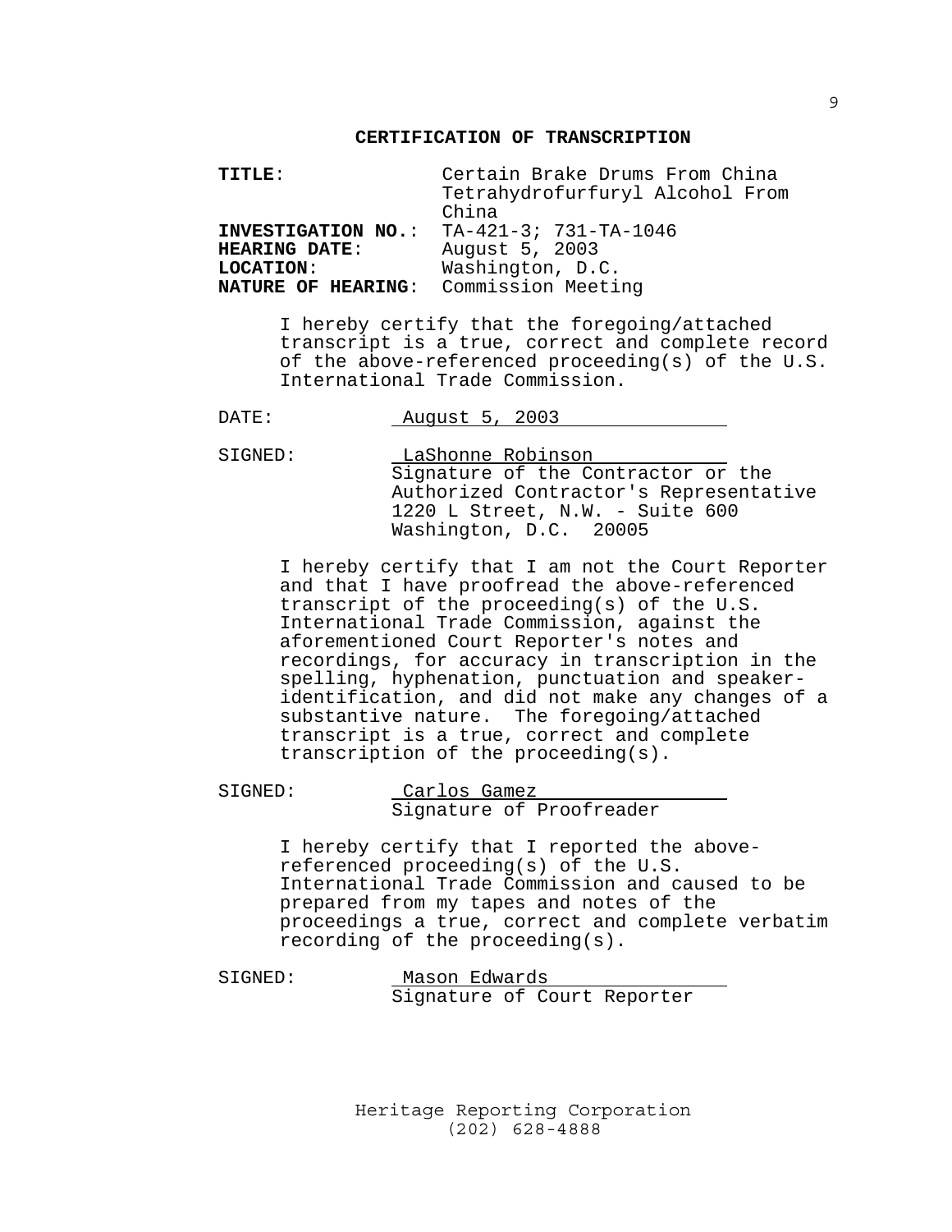## CERTIFICATION OF TRANSCRIPTION

**TITLE**: Certain Brake Drums From China
Tetrahydrofurfuryl Alcohol From China

**INVESTIGATION NO.**: TA-421-3; 731-TA-1046

**HEARING DATE**: August 5, 2003

**LOCATION**: Washington, D.C.

**NATURE OF HEARING**: Commission Meeting

I hereby certify that the foregoing/attached transcript is a true, correct and complete record of the above-referenced proceeding(s) of the U.S. International Trade Commission.

DATE: August 5, 2003

SIGNED: LaShonne Robinson
Signature of the Contractor or the Authorized Contractor's Representative
1220 L Street, N.W. - Suite 600
Washington, D.C. 20005

I hereby certify that I am not the Court Reporter and that I have proofread the above-referenced transcript of the proceeding(s) of the U.S. International Trade Commission, against the aforementioned Court Reporter's notes and recordings, for accuracy in transcription in the spelling, hyphenation, punctuation and speaker-identification, and did not make any changes of a substantive nature. The foregoing/attached transcript is a true, correct and complete transcription of the proceeding(s).

SIGNED: Carlos Gamez
Signature of Proofreader

I hereby certify that I reported the above-referenced proceeding(s) of the U.S. International Trade Commission and caused to be prepared from my tapes and notes of the proceedings a true, correct and complete verbatim recording of the proceeding(s).

SIGNED: Mason Edwards
Signature of Court Reporter